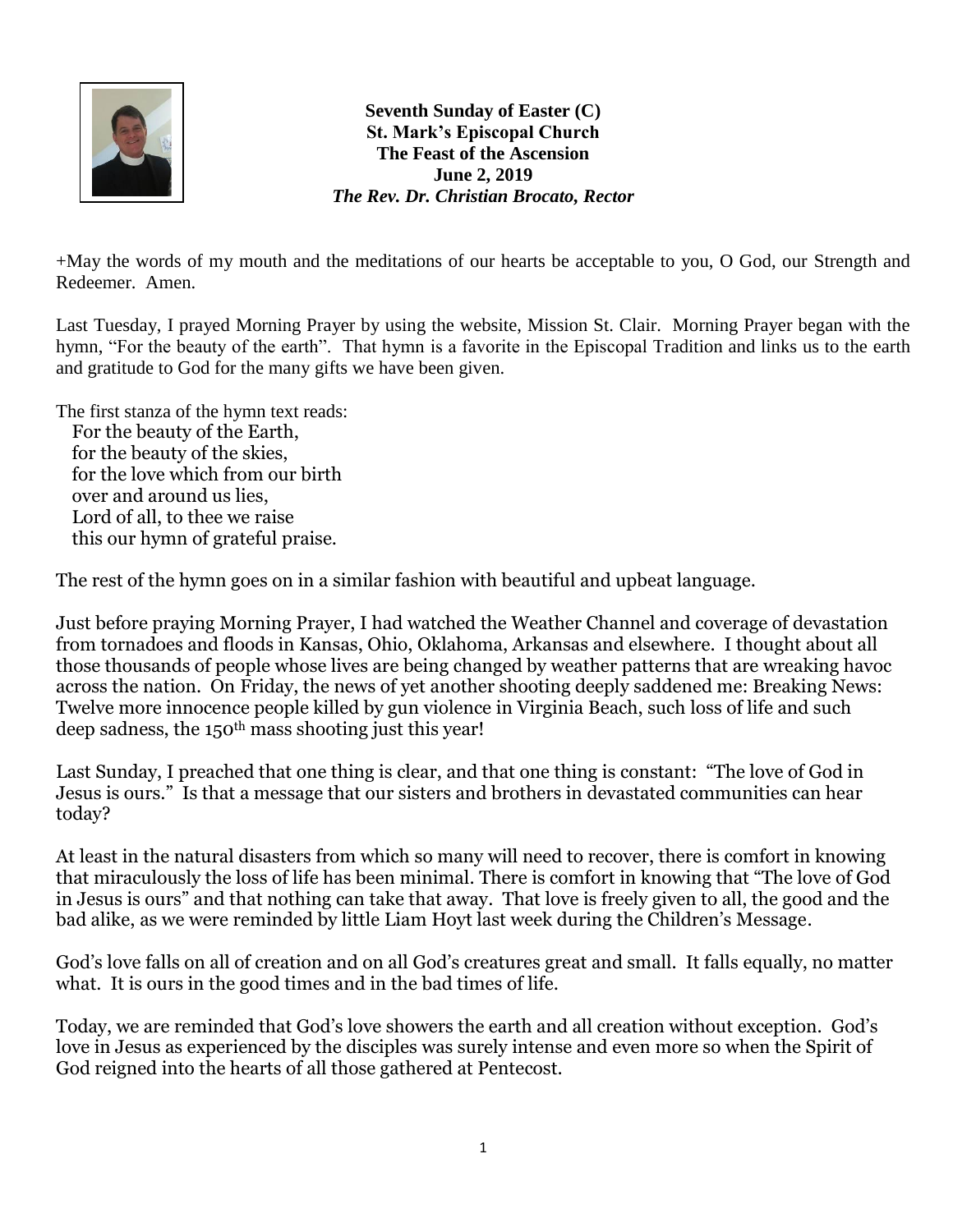**Seventh Sunday of Easter (C)**
**St. Mark's Episcopal Church**
**The Feast of the Ascension**
**June 2, 2019**
***The Rev. Dr. Christian Brocato, Rector***

+May the words of my mouth and the meditations of our hearts be acceptable to you, O God, our Strength and Redeemer. Amen.

Last Tuesday, I prayed Morning Prayer by using the website, Mission St. Clair. Morning Prayer began with the hymn, "For the beauty of the earth". That hymn is a favorite in the Episcopal Tradition and links us to the earth and gratitude to God for the many gifts we have been given.

The first stanza of the hymn text reads:

For the beauty of the Earth,
for the beauty of the skies,
for the love which from our birth
over and around us lies,
Lord of all, to thee we raise
this our hymn of grateful praise.

The rest of the hymn goes on in a similar fashion with beautiful and upbeat language.

Just before praying Morning Prayer, I had watched the Weather Channel and coverage of devastation from tornadoes and floods in Kansas, Ohio, Oklahoma, Arkansas and elsewhere. I thought about all those thousands of people whose lives are being changed by weather patterns that are wreaking havoc across the nation. On Friday, the news of yet another shooting deeply saddened me: Breaking News: Twelve more innocence people killed by gun violence in Virginia Beach, such loss of life and such deep sadness, the 150th mass shooting just this year!

Last Sunday, I preached that one thing is clear, and that one thing is constant: "The love of God in Jesus is ours." Is that a message that our sisters and brothers in devastated communities can hear today?

At least in the natural disasters from which so many will need to recover, there is comfort in knowing that miraculously the loss of life has been minimal. There is comfort in knowing that "The love of God in Jesus is ours" and that nothing can take that away. That love is freely given to all, the good and the bad alike, as we were reminded by little Liam Hoyt last week during the Children's Message.

God's love falls on all of creation and on all God's creatures great and small. It falls equally, no matter what. It is ours in the good times and in the bad times of life.

Today, we are reminded that God's love showers the earth and all creation without exception. God's love in Jesus as experienced by the disciples was surely intense and even more so when the Spirit of God reigned into the hearts of all those gathered at Pentecost.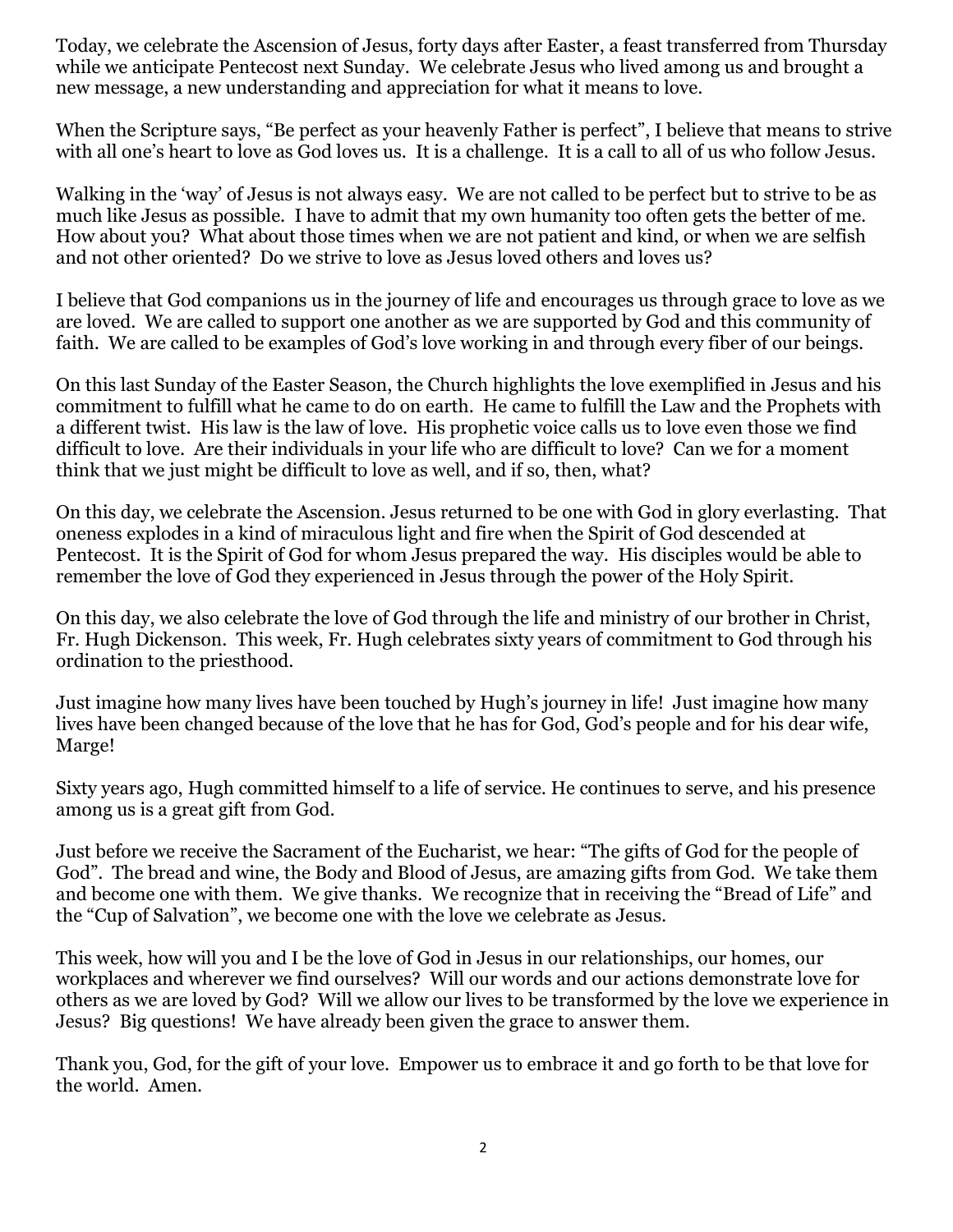Today, we celebrate the Ascension of Jesus, forty days after Easter, a feast transferred from Thursday while we anticipate Pentecost next Sunday. We celebrate Jesus who lived among us and brought a new message, a new understanding and appreciation for what it means to love.

When the Scripture says, "Be perfect as your heavenly Father is perfect", I believe that means to strive with all one's heart to love as God loves us. It is a challenge. It is a call to all of us who follow Jesus.

Walking in the 'way' of Jesus is not always easy. We are not called to be perfect but to strive to be as much like Jesus as possible. I have to admit that my own humanity too often gets the better of me. How about you? What about those times when we are not patient and kind, or when we are selfish and not other oriented? Do we strive to love as Jesus loved others and loves us?

I believe that God companions us in the journey of life and encourages us through grace to love as we are loved. We are called to support one another as we are supported by God and this community of faith. We are called to be examples of God's love working in and through every fiber of our beings.

On this last Sunday of the Easter Season, the Church highlights the love exemplified in Jesus and his commitment to fulfill what he came to do on earth. He came to fulfill the Law and the Prophets with a different twist. His law is the law of love. His prophetic voice calls us to love even those we find difficult to love. Are their individuals in your life who are difficult to love? Can we for a moment think that we just might be difficult to love as well, and if so, then, what?

On this day, we celebrate the Ascension. Jesus returned to be one with God in glory everlasting. That oneness explodes in a kind of miraculous light and fire when the Spirit of God descended at Pentecost. It is the Spirit of God for whom Jesus prepared the way. His disciples would be able to remember the love of God they experienced in Jesus through the power of the Holy Spirit.

On this day, we also celebrate the love of God through the life and ministry of our brother in Christ, Fr. Hugh Dickenson. This week, Fr. Hugh celebrates sixty years of commitment to God through his ordination to the priesthood.

Just imagine how many lives have been touched by Hugh's journey in life! Just imagine how many lives have been changed because of the love that he has for God, God's people and for his dear wife, Marge!

Sixty years ago, Hugh committed himself to a life of service. He continues to serve, and his presence among us is a great gift from God.

Just before we receive the Sacrament of the Eucharist, we hear: "The gifts of God for the people of God". The bread and wine, the Body and Blood of Jesus, are amazing gifts from God. We take them and become one with them. We give thanks. We recognize that in receiving the "Bread of Life" and the "Cup of Salvation", we become one with the love we celebrate as Jesus.

This week, how will you and I be the love of God in Jesus in our relationships, our homes, our workplaces and wherever we find ourselves? Will our words and our actions demonstrate love for others as we are loved by God? Will we allow our lives to be transformed by the love we experience in Jesus? Big questions! We have already been given the grace to answer them.

Thank you, God, for the gift of your love. Empower us to embrace it and go forth to be that love for the world. Amen.